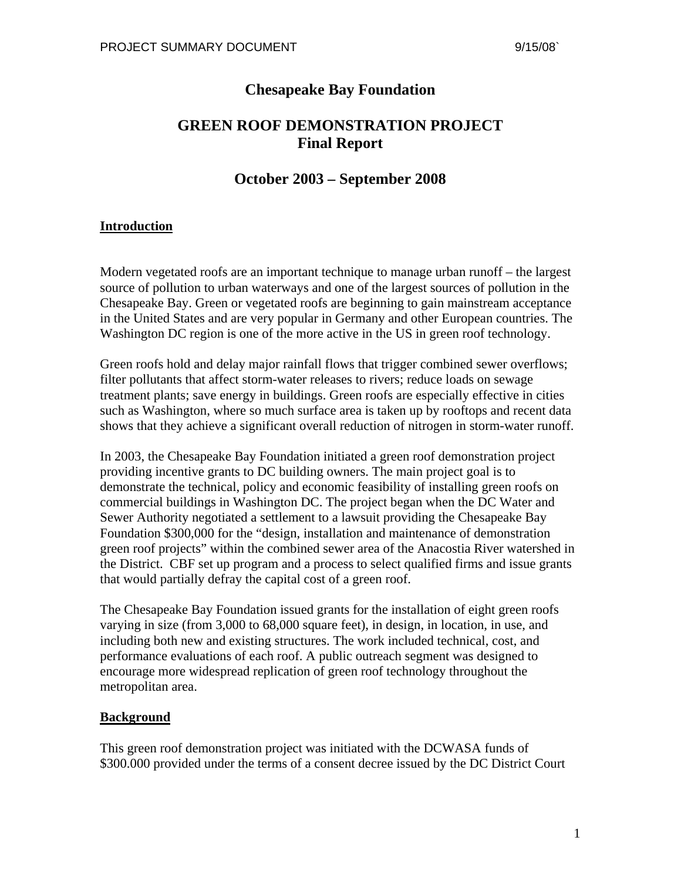# Chesapeake Bay Foundation

## GREEN ROOF DEMONSTRATION PROJECT Final Report

## October 2003 – September 2008

### Introduction

Modern vegetated roofs are an important technique to manage urban runoff – the largest source of pollution to urban waterways and one of the largest sources of pollution in the Chesapeake Bay. Green or vegetated roofs are beginning to gain mainstream acceptance in the United States and are very popular in Germany and other European countries. The Washington DC region is one of the more active in the US in green roof technology.

Green roofs hold and delay major rainfall flows that trigger combined sewer overflows; filter pollutants that affect storm-water releases to rivers; reduce loads on sewage treatment plants; save energy in buildings. Green roofs are especially effective in cities such as Washington, where so much surface area is taken up by rooftops and recent data shows that they achieve a significant overall reduction of nitrogen in storm-water runoff.

In 2003, the Chesapeake Bay Foundation initiated a green roof demonstration project providing incentive grants to DC building owners. The main project goal is to demonstrate the technical, policy and economic feasibility of installing green roofs on commercial buildings in Washington DC. The project began when the DC Water and Sewer Authority negotiated a settlement to a lawsuit providing the Chesapeake Bay Foundation $300,000 for the "design, installation and maintenance of demonstration green roof projects" within the combined sewer area of the Anacostia River watershed in the District. CBF set up program and a process to select qualified firms and issue grants that would partially defray the capital cost of a green roof.

The Chesapeake Bay Foundation issued grants for the installation of eight green roofs varying in size (from 3,000 to 68,000 square feet), in design, in location, in use, and including both new and existing structures. The work included technical, cost, and performance evaluations of each roof. A public outreach segment was designed to encourage more widespread replication of green roof technology throughout the metropolitan area.

### Background

This green roof demonstration project was initiated with the DCWASA funds of $300.000 provided under the terms of a consent decree issued by the DC District Court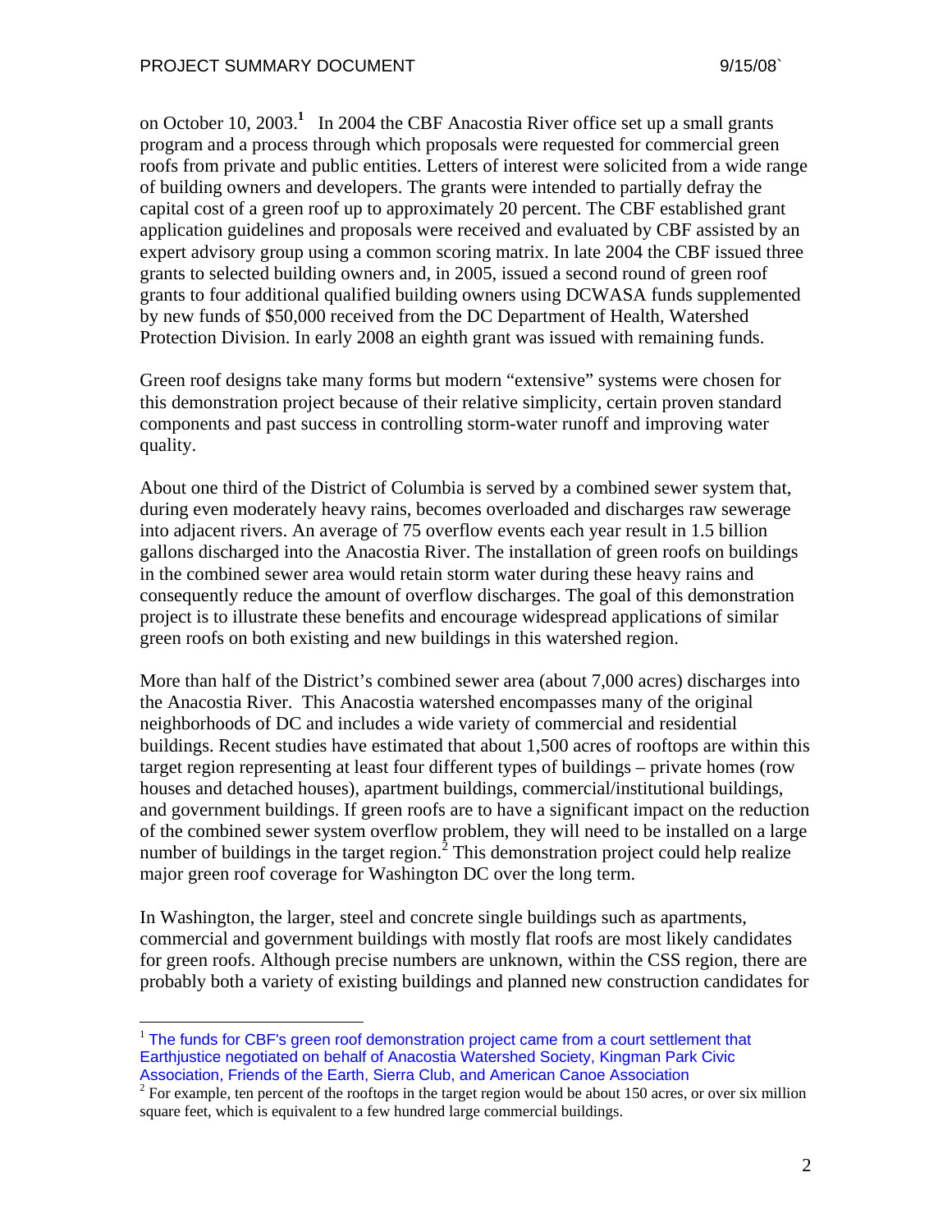on October 10, 2003.[1] In 2004 the CBF Anacostia River office set up a small grants program and a process through which proposals were requested for commercial green roofs from private and public entities. Letters of interest were solicited from a wide range of building owners and developers. The grants were intended to partially defray the capital cost of a green roof up to approximately 20 percent. The CBF established grant application guidelines and proposals were received and evaluated by CBF assisted by an expert advisory group using a common scoring matrix. In late 2004 the CBF issued three grants to selected building owners and, in 2005, issued a second round of green roof grants to four additional qualified building owners using DCWASA funds supplemented by new funds of $50,000 received from the DC Department of Health, Watershed Protection Division. In early 2008 an eighth grant was issued with remaining funds.

Green roof designs take many forms but modern "extensive" systems were chosen for this demonstration project because of their relative simplicity, certain proven standard components and past success in controlling storm-water runoff and improving water quality.

About one third of the District of Columbia is served by a combined sewer system that, during even moderately heavy rains, becomes overloaded and discharges raw sewerage into adjacent rivers. An average of 75 overflow events each year result in 1.5 billion gallons discharged into the Anacostia River. The installation of green roofs on buildings in the combined sewer area would retain storm water during these heavy rains and consequently reduce the amount of overflow discharges. The goal of this demonstration project is to illustrate these benefits and encourage widespread applications of similar green roofs on both existing and new buildings in this watershed region.

More than half of the District's combined sewer area (about 7,000 acres) discharges into the Anacostia River. This Anacostia watershed encompasses many of the original neighborhoods of DC and includes a wide variety of commercial and residential buildings. Recent studies have estimated that about 1,500 acres of rooftops are within this target region representing at least four different types of buildings – private homes (row houses and detached houses), apartment buildings, commercial/institutional buildings, and government buildings. If green roofs are to have a significant impact on the reduction of the combined sewer system overflow problem, they will need to be installed on a large number of buildings in the target region.[2] This demonstration project could help realize major green roof coverage for Washington DC over the long term.

In Washington, the larger, steel and concrete single buildings such as apartments, commercial and government buildings with mostly flat roofs are most likely candidates for green roofs. Although precise numbers are unknown, within the CSS region, there are probably both a variety of existing buildings and planned new construction candidates for

---

[1] The funds for CBF's green roof demonstration project came from a court settlement that Earthjustice negotiated on behalf of Anacostia Watershed Society, Kingman Park Civic Association, Friends of the Earth, Sierra Club, and American Canoe Association

[2] For example, ten percent of the rooftops in the target region would be about 150 acres, or over six million square feet, which is equivalent to a few hundred large commercial buildings.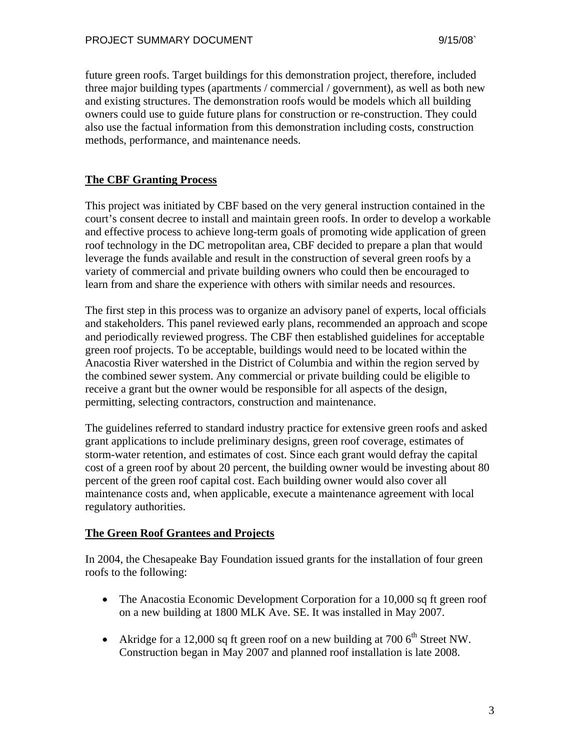future green roofs. Target buildings for this demonstration project, therefore, included three major building types (apartments / commercial / government), as well as both new and existing structures. The demonstration roofs would be models which all building owners could use to guide future plans for construction or re-construction. They could also use the factual information from this demonstration including costs, construction methods, performance, and maintenance needs.

## The CBF Granting Process

This project was initiated by CBF based on the very general instruction contained in the court's consent decree to install and maintain green roofs. In order to develop a workable and effective process to achieve long-term goals of promoting wide application of green roof technology in the DC metropolitan area, CBF decided to prepare a plan that would leverage the funds available and result in the construction of several green roofs by a variety of commercial and private building owners who could then be encouraged to learn from and share the experience with others with similar needs and resources.

The first step in this process was to organize an advisory panel of experts, local officials and stakeholders. This panel reviewed early plans, recommended an approach and scope and periodically reviewed progress. The CBF then established guidelines for acceptable green roof projects. To be acceptable, buildings would need to be located within the Anacostia River watershed in the District of Columbia and within the region served by the combined sewer system. Any commercial or private building could be eligible to receive a grant but the owner would be responsible for all aspects of the design, permitting, selecting contractors, construction and maintenance.

The guidelines referred to standard industry practice for extensive green roofs and asked grant applications to include preliminary designs, green roof coverage, estimates of storm-water retention, and estimates of cost. Since each grant would defray the capital cost of a green roof by about 20 percent, the building owner would be investing about 80 percent of the green roof capital cost. Each building owner would also cover all maintenance costs and, when applicable, execute a maintenance agreement with local regulatory authorities.

## The Green Roof Grantees and Projects

In 2004, the Chesapeake Bay Foundation issued grants for the installation of four green roofs to the following:

- The Anacostia Economic Development Corporation for a 10,000 sq ft green roof on a new building at 1800 MLK Ave. SE. It was installed in May 2007.
- Akridge for a 12,000 sq ft green roof on a new building at 700 6th Street NW. Construction began in May 2007 and planned roof installation is late 2008.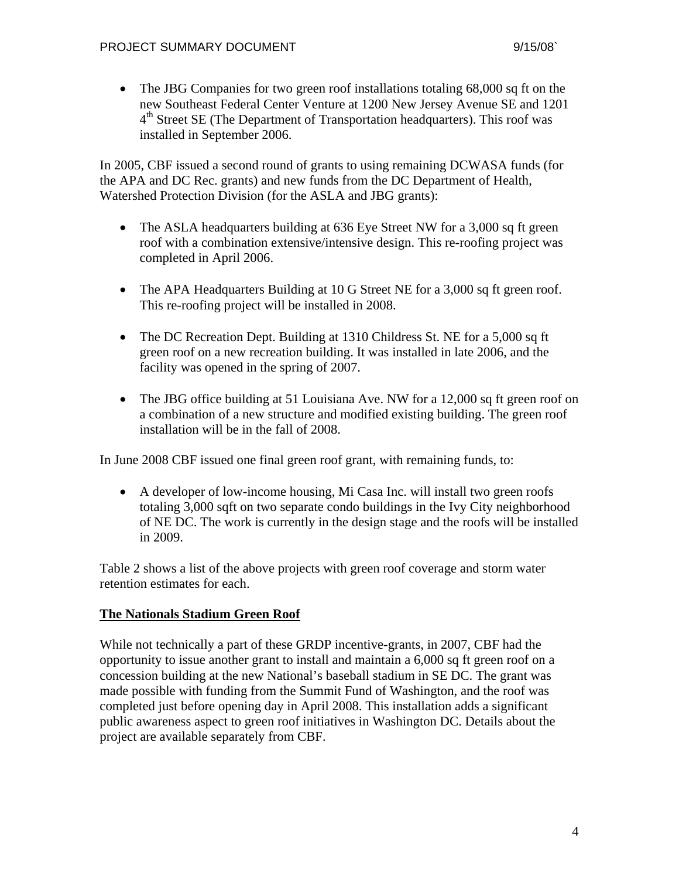- The JBG Companies for two green roof installations totaling 68,000 sq ft on the new Southeast Federal Center Venture at 1200 New Jersey Avenue SE and 1201 4th Street SE (The Department of Transportation headquarters). This roof was installed in September 2006.

In 2005, CBF issued a second round of grants to using remaining DCWASA funds (for the APA and DC Rec. grants) and new funds from the DC Department of Health, Watershed Protection Division (for the ASLA and JBG grants):

- The ASLA headquarters building at 636 Eye Street NW for a 3,000 sq ft green roof with a combination extensive/intensive design. This re-roofing project was completed in April 2006.

- The APA Headquarters Building at 10 G Street NE for a 3,000 sq ft green roof. This re-roofing project will be installed in 2008.

- The DC Recreation Dept. Building at 1310 Childress St. NE for a 5,000 sq ft green roof on a new recreation building. It was installed in late 2006, and the facility was opened in the spring of 2007.

- The JBG office building at 51 Louisiana Ave. NW for a 12,000 sq ft green roof on a combination of a new structure and modified existing building. The green roof installation will be in the fall of 2008.

In June 2008 CBF issued one final green roof grant, with remaining funds, to:

- A developer of low-income housing, Mi Casa Inc. will install two green roofs totaling 3,000 sqft on two separate condo buildings in the Ivy City neighborhood of NE DC. The work is currently in the design stage and the roofs will be installed in 2009.

Table 2 shows a list of the above projects with green roof coverage and storm water retention estimates for each.

## The Nationals Stadium Green Roof

While not technically a part of these GRDP incentive-grants, in 2007, CBF had the opportunity to issue another grant to install and maintain a 6,000 sq ft green roof on a concession building at the new National's baseball stadium in SE DC. The grant was made possible with funding from the Summit Fund of Washington, and the roof was completed just before opening day in April 2008. This installation adds a significant public awareness aspect to green roof initiatives in Washington DC. Details about the project are available separately from CBF.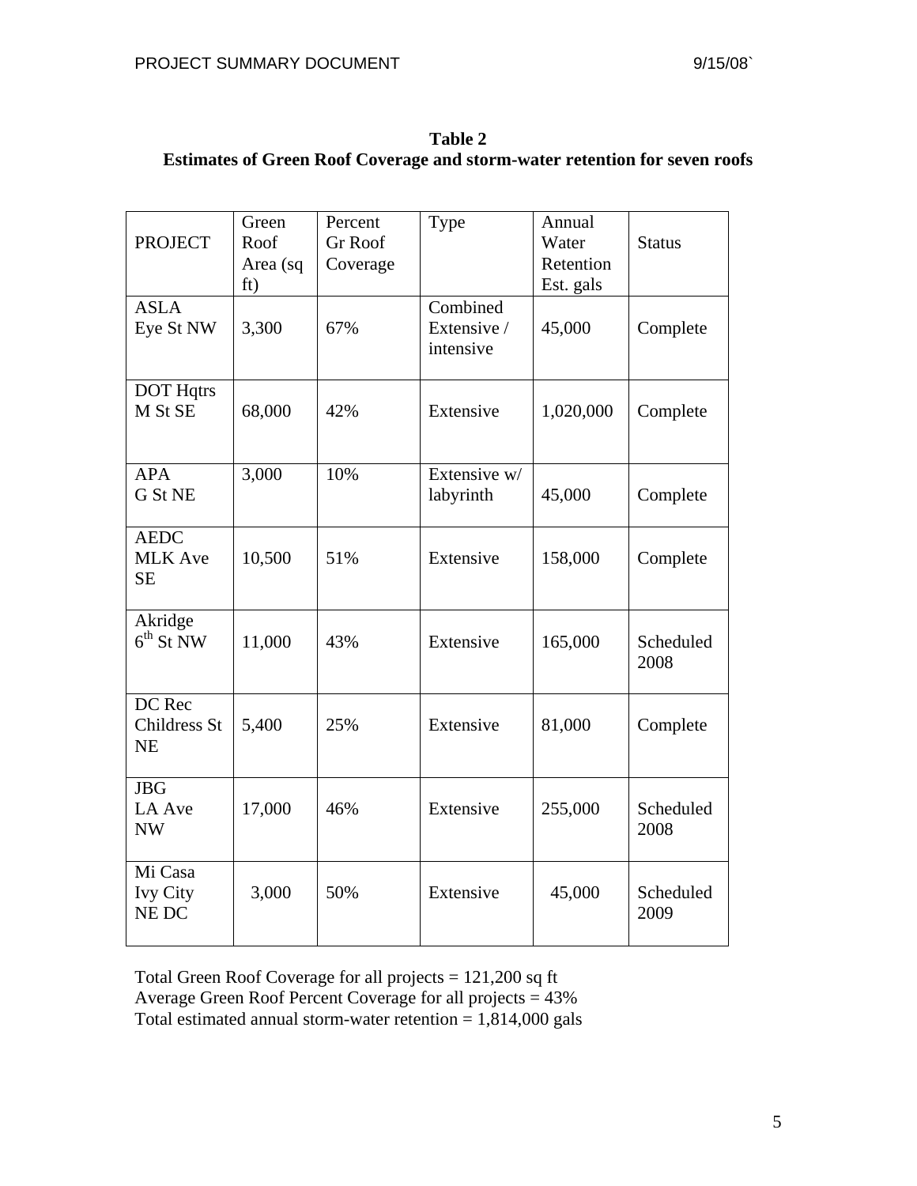**Table 2**
**Estimates of Green Roof Coverage and storm-water retention for seven roofs**

| PROJECT | Green Roof Area (sq ft) | Percent Gr Roof Coverage | Type | Annual Water Retention Est. gals | Status |
|---|---|---|---|---|---|
| ASLA Eye St NW | 3,300 | 67% | Combined Extensive / intensive | 45,000 | Complete |
| DOT Hqtrs M St SE | 68,000 | 42% | Extensive | 1,020,000 | Complete |
| APA G St NE | 3,000 | 10% | Extensive w/ labyrinth | 45,000 | Complete |
| AEDC MLK Ave SE | 10,500 | 51% | Extensive | 158,000 | Complete |
| Akridge 6th St NW | 11,000 | 43% | Extensive | 165,000 | Scheduled 2008 |
| DC Rec Childress St NE | 5,400 | 25% | Extensive | 81,000 | Complete |
| JBG LA Ave NW | 17,000 | 46% | Extensive | 255,000 | Scheduled 2008 |
| Mi Casa Ivy City NE DC | 3,000 | 50% | Extensive | 45,000 | Scheduled 2009 |

Total Green Roof Coverage for all projects = 121,200 sq ft
Average Green Roof Percent Coverage for all projects = 43%
Total estimated annual storm-water retention = 1,814,000 gals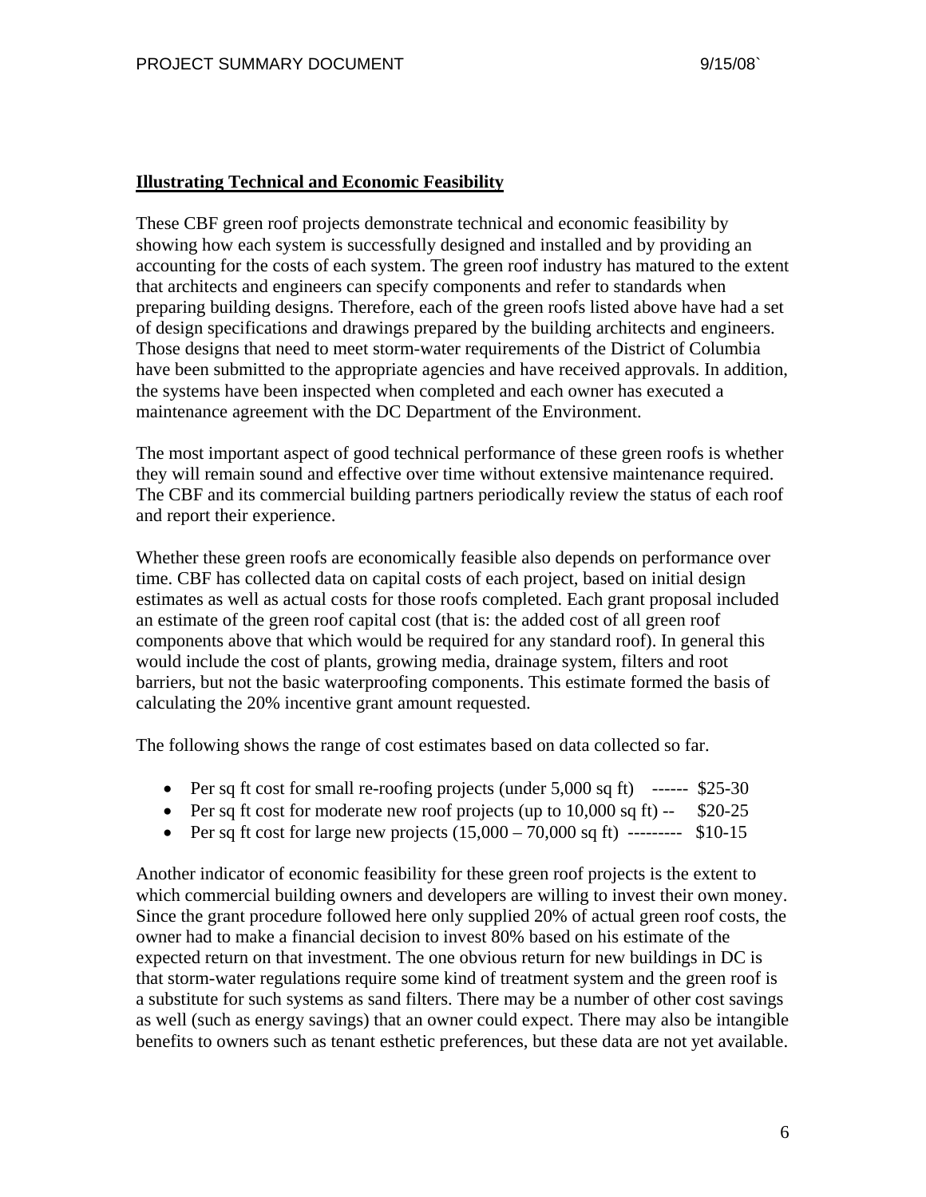**Illustrating Technical and Economic Feasibility**

These CBF green roof projects demonstrate technical and economic feasibility by showing how each system is successfully designed and installed and by providing an accounting for the costs of each system. The green roof industry has matured to the extent that architects and engineers can specify components and refer to standards when preparing building designs. Therefore, each of the green roofs listed above have had a set of design specifications and drawings prepared by the building architects and engineers. Those designs that need to meet storm-water requirements of the District of Columbia have been submitted to the appropriate agencies and have received approvals. In addition, the systems have been inspected when completed and each owner has executed a maintenance agreement with the DC Department of the Environment.

The most important aspect of good technical performance of these green roofs is whether they will remain sound and effective over time without extensive maintenance required. The CBF and its commercial building partners periodically review the status of each roof and report their experience.

Whether these green roofs are economically feasible also depends on performance over time. CBF has collected data on capital costs of each project, based on initial design estimates as well as actual costs for those roofs completed. Each grant proposal included an estimate of the green roof capital cost (that is: the added cost of all green roof components above that which would be required for any standard roof). In general this would include the cost of plants, growing media, drainage system, filters and root barriers, but not the basic waterproofing components. This estimate formed the basis of calculating the 20% incentive grant amount requested.

The following shows the range of cost estimates based on data collected so far.

- Per sq ft cost for small re-roofing projects (under 5,000 sq ft) ------ $25-30
- Per sq ft cost for moderate new roof projects (up to 10,000 sq ft) -- $20-25
- Per sq ft cost for large new projects (15,000 – 70,000 sq ft) --------- $10-15

Another indicator of economic feasibility for these green roof projects is the extent to which commercial building owners and developers are willing to invest their own money. Since the grant procedure followed here only supplied 20% of actual green roof costs, the owner had to make a financial decision to invest 80% based on his estimate of the expected return on that investment. The one obvious return for new buildings in DC is that storm-water regulations require some kind of treatment system and the green roof is a substitute for such systems as sand filters. There may be a number of other cost savings as well (such as energy savings) that an owner could expect. There may also be intangible benefits to owners such as tenant esthetic preferences, but these data are not yet available.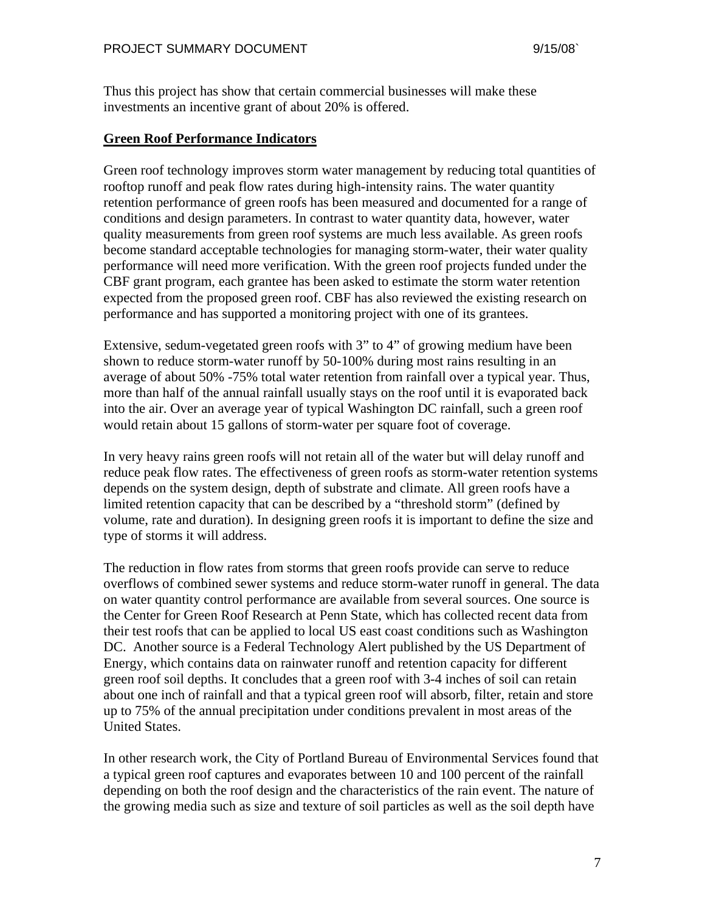Thus this project has show that certain commercial businesses will make these investments an incentive grant of about 20% is offered.

## Green Roof Performance Indicators

Green roof technology improves storm water management by reducing total quantities of rooftop runoff and peak flow rates during high-intensity rains. The water quantity retention performance of green roofs has been measured and documented for a range of conditions and design parameters. In contrast to water quantity data, however, water quality measurements from green roof systems are much less available. As green roofs become standard acceptable technologies for managing storm-water, their water quality performance will need more verification. With the green roof projects funded under the CBF grant program, each grantee has been asked to estimate the storm water retention expected from the proposed green roof. CBF has also reviewed the existing research on performance and has supported a monitoring project with one of its grantees.

Extensive, sedum-vegetated green roofs with 3" to 4" of growing medium have been shown to reduce storm-water runoff by 50-100% during most rains resulting in an average of about 50% -75% total water retention from rainfall over a typical year. Thus, more than half of the annual rainfall usually stays on the roof until it is evaporated back into the air. Over an average year of typical Washington DC rainfall, such a green roof would retain about 15 gallons of storm-water per square foot of coverage.

In very heavy rains green roofs will not retain all of the water but will delay runoff and reduce peak flow rates. The effectiveness of green roofs as storm-water retention systems depends on the system design, depth of substrate and climate. All green roofs have a limited retention capacity that can be described by a "threshold storm" (defined by volume, rate and duration). In designing green roofs it is important to define the size and type of storms it will address.

The reduction in flow rates from storms that green roofs provide can serve to reduce overflows of combined sewer systems and reduce storm-water runoff in general. The data on water quantity control performance are available from several sources. One source is the Center for Green Roof Research at Penn State, which has collected recent data from their test roofs that can be applied to local US east coast conditions such as Washington DC. Another source is a Federal Technology Alert published by the US Department of Energy, which contains data on rainwater runoff and retention capacity for different green roof soil depths. It concludes that a green roof with 3-4 inches of soil can retain about one inch of rainfall and that a typical green roof will absorb, filter, retain and store up to 75% of the annual precipitation under conditions prevalent in most areas of the United States.

In other research work, the City of Portland Bureau of Environmental Services found that a typical green roof captures and evaporates between 10 and 100 percent of the rainfall depending on both the roof design and the characteristics of the rain event. The nature of the growing media such as size and texture of soil particles as well as the soil depth have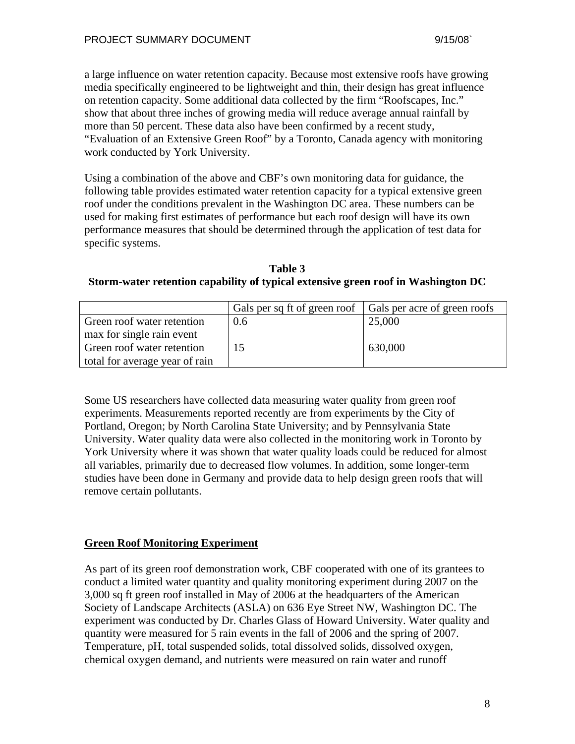a large influence on water retention capacity. Because most extensive roofs have growing media specifically engineered to be lightweight and thin, their design has great influence on retention capacity. Some additional data collected by the firm "Roofscapes, Inc." show that about three inches of growing media will reduce average annual rainfall by more than 50 percent. These data also have been confirmed by a recent study, "Evaluation of an Extensive Green Roof" by a Toronto, Canada agency with monitoring work conducted by York University.

Using a combination of the above and CBF's own monitoring data for guidance, the following table provides estimated water retention capacity for a typical extensive green roof under the conditions prevalent in the Washington DC area. These numbers can be used for making first estimates of performance but each roof design will have its own performance measures that should be determined through the application of test data for specific systems.

**Table 3**
**Storm-water retention capability of typical extensive green roof in Washington DC**

| | Gals per sq ft of green roof | Gals per acre of green roofs |
|---|---|---|
| Green roof water retention max for single rain event | 0.6 | 25,000 |
| Green roof water retention total for average year of rain | 15 | 630,000 |

Some US researchers have collected data measuring water quality from green roof experiments. Measurements reported recently are from experiments by the City of Portland, Oregon; by North Carolina State University; and by Pennsylvania State University. Water quality data were also collected in the monitoring work in Toronto by York University where it was shown that water quality loads could be reduced for almost all variables, primarily due to decreased flow volumes. In addition, some longer-term studies have been done in Germany and provide data to help design green roofs that will remove certain pollutants.

## Green Roof Monitoring Experiment

As part of its green roof demonstration work, CBF cooperated with one of its grantees to conduct a limited water quantity and quality monitoring experiment during 2007 on the 3,000 sq ft green roof installed in May of 2006 at the headquarters of the American Society of Landscape Architects (ASLA) on 636 Eye Street NW, Washington DC. The experiment was conducted by Dr. Charles Glass of Howard University. Water quality and quantity were measured for 5 rain events in the fall of 2006 and the spring of 2007. Temperature, pH, total suspended solids, total dissolved solids, dissolved oxygen, chemical oxygen demand, and nutrients were measured on rain water and runoff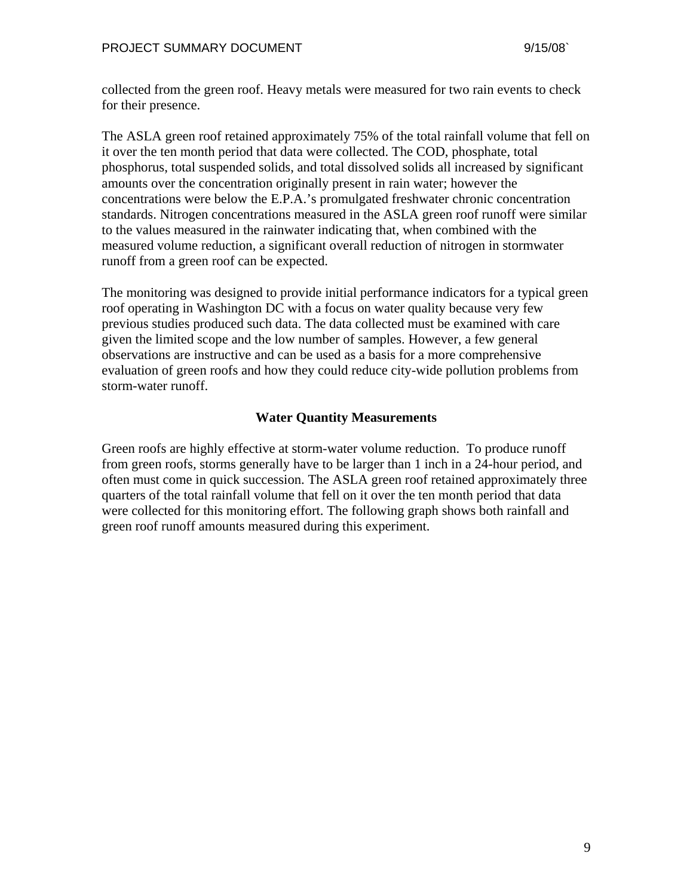collected from the green roof. Heavy metals were measured for two rain events to check for their presence.

The ASLA green roof retained approximately 75% of the total rainfall volume that fell on it over the ten month period that data were collected. The COD, phosphate, total phosphorus, total suspended solids, and total dissolved solids all increased by significant amounts over the concentration originally present in rain water; however the concentrations were below the E.P.A.'s promulgated freshwater chronic concentration standards. Nitrogen concentrations measured in the ASLA green roof runoff were similar to the values measured in the rainwater indicating that, when combined with the measured volume reduction, a significant overall reduction of nitrogen in stormwater runoff from a green roof can be expected.

The monitoring was designed to provide initial performance indicators for a typical green roof operating in Washington DC with a focus on water quality because very few previous studies produced such data. The data collected must be examined with care given the limited scope and the low number of samples. However, a few general observations are instructive and can be used as a basis for a more comprehensive evaluation of green roofs and how they could reduce city-wide pollution problems from storm-water runoff.

## Water Quantity Measurements

Green roofs are highly effective at storm-water volume reduction. To produce runoff from green roofs, storms generally have to be larger than 1 inch in a 24-hour period, and often must come in quick succession. The ASLA green roof retained approximately three quarters of the total rainfall volume that fell on it over the ten month period that data were collected for this monitoring effort. The following graph shows both rainfall and green roof runoff amounts measured during this experiment.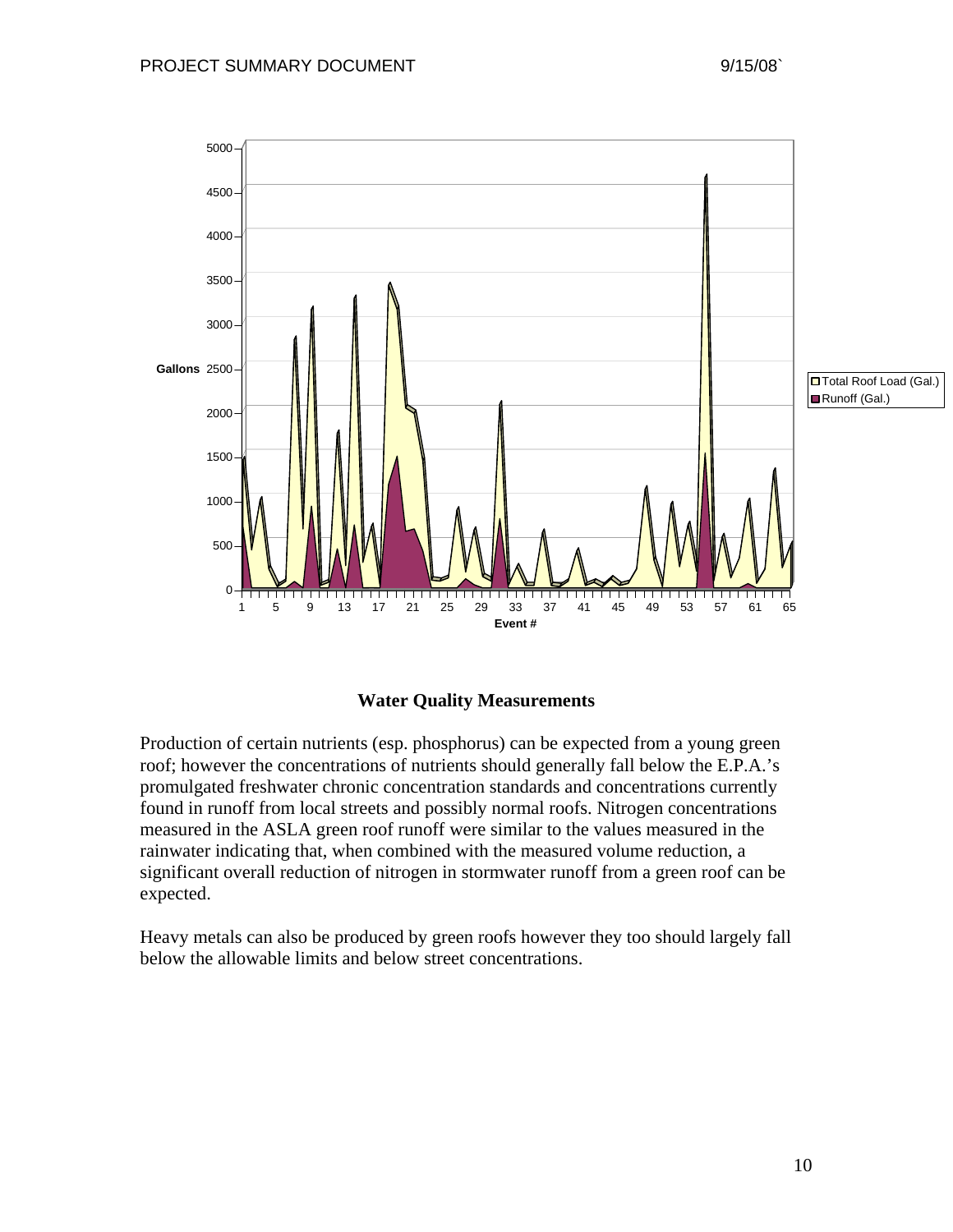## Water Quality Measurements

Production of certain nutrients (esp. phosphorus) can be expected from a young green roof; however the concentrations of nutrients should generally fall below the E.P.A.'s promulgated freshwater chronic concentration standards and concentrations currently found in runoff from local streets and possibly normal roofs. Nitrogen concentrations measured in the ASLA green roof runoff were similar to the values measured in the rainwater indicating that, when combined with the measured volume reduction, a significant overall reduction of nitrogen in stormwater runoff from a green roof can be expected.

Heavy metals can also be produced by green roofs however they too should largely fall below the allowable limits and below street concentrations.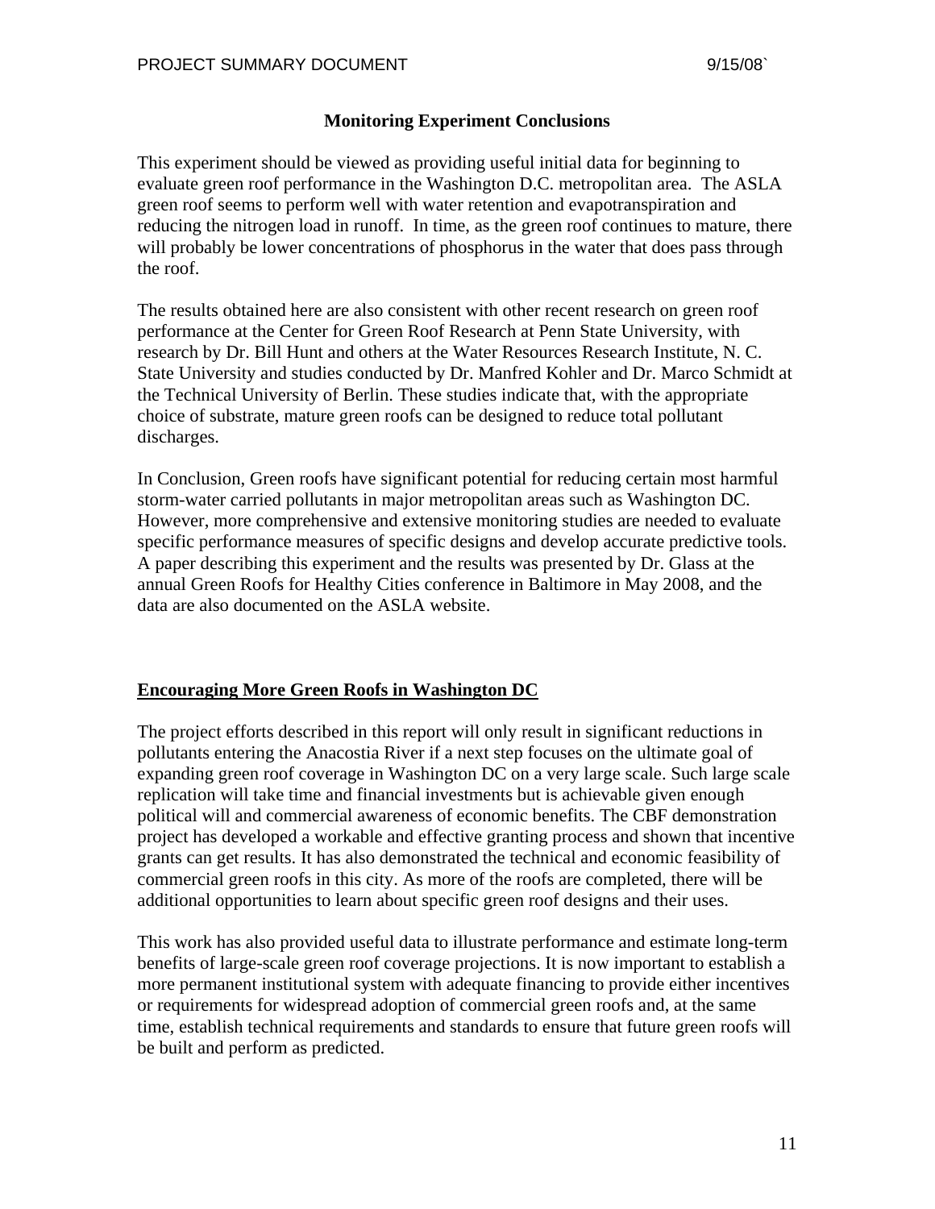**Monitoring Experiment Conclusions**

This experiment should be viewed as providing useful initial data for beginning to evaluate green roof performance in the Washington D.C. metropolitan area. The ASLA green roof seems to perform well with water retention and evapotranspiration and reducing the nitrogen load in runoff. In time, as the green roof continues to mature, there will probably be lower concentrations of phosphorus in the water that does pass through the roof.

The results obtained here are also consistent with other recent research on green roof performance at the Center for Green Roof Research at Penn State University, with research by Dr. Bill Hunt and others at the Water Resources Research Institute, N. C. State University and studies conducted by Dr. Manfred Kohler and Dr. Marco Schmidt at the Technical University of Berlin. These studies indicate that, with the appropriate choice of substrate, mature green roofs can be designed to reduce total pollutant discharges.

In Conclusion, Green roofs have significant potential for reducing certain most harmful storm-water carried pollutants in major metropolitan areas such as Washington DC. However, more comprehensive and extensive monitoring studies are needed to evaluate specific performance measures of specific designs and develop accurate predictive tools. A paper describing this experiment and the results was presented by Dr. Glass at the annual Green Roofs for Healthy Cities conference in Baltimore in May 2008, and the data are also documented on the ASLA website.

## Encouraging More Green Roofs in Washington DC

The project efforts described in this report will only result in significant reductions in pollutants entering the Anacostia River if a next step focuses on the ultimate goal of expanding green roof coverage in Washington DC on a very large scale. Such large scale replication will take time and financial investments but is achievable given enough political will and commercial awareness of economic benefits. The CBF demonstration project has developed a workable and effective granting process and shown that incentive grants can get results. It has also demonstrated the technical and economic feasibility of commercial green roofs in this city. As more of the roofs are completed, there will be additional opportunities to learn about specific green roof designs and their uses.

This work has also provided useful data to illustrate performance and estimate long-term benefits of large-scale green roof coverage projections. It is now important to establish a more permanent institutional system with adequate financing to provide either incentives or requirements for widespread adoption of commercial green roofs and, at the same time, establish technical requirements and standards to ensure that future green roofs will be built and perform as predicted.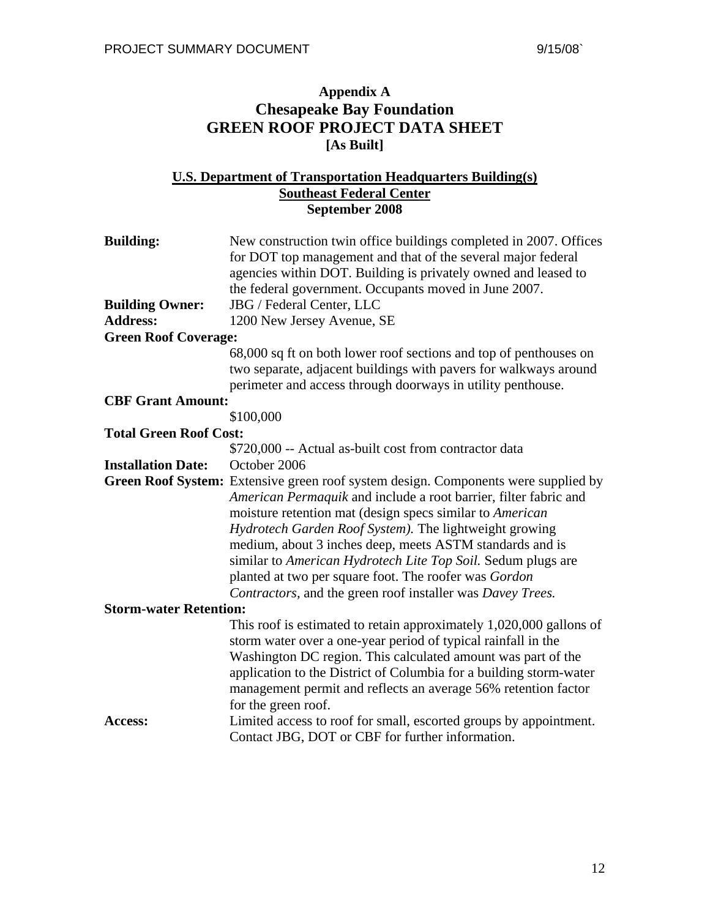# Appendix A
# Chesapeake Bay Foundation
# GREEN ROOF PROJECT DATA SHEET
## [As Built]

### U.S. Department of Transportation Headquarters Building(s)
### Southeast Federal Center
### September 2008

**Building:** New construction twin office buildings completed in 2007. Offices for DOT top management and that of the several major federal agencies within DOT. Building is privately owned and leased to the federal government. Occupants moved in June 2007.

**Building Owner:** JBG / Federal Center, LLC

**Address:** 1200 New Jersey Avenue, SE

**Green Roof Coverage:**
68,000 sq ft on both lower roof sections and top of penthouses on two separate, adjacent buildings with pavers for walkways around perimeter and access through doorways in utility penthouse.

**CBF Grant Amount:**
$100,000

**Total Green Roof Cost:**
$720,000 -- Actual as-built cost from contractor data

**Installation Date:** October 2006

**Green Roof System:** Extensive green roof system design. Components were supplied by *American Permaquik* and include a root barrier, filter fabric and moisture retention mat (design specs similar to *American Hydrotech Garden Roof System).* The lightweight growing medium, about 3 inches deep, meets ASTM standards and is similar to *American Hydrotech Lite Top Soil.* Sedum plugs are planted at two per square foot. The roofer was *Gordon Contractors*, and the green roof installer was *Davey Trees.*

**Storm-water Retention:**
This roof is estimated to retain approximately 1,020,000 gallons of storm water over a one-year period of typical rainfall in the Washington DC region. This calculated amount was part of the application to the District of Columbia for a building storm-water management permit and reflects an average 56% retention factor for the green roof.

**Access:** Limited access to roof for small, escorted groups by appointment. Contact JBG, DOT or CBF for further information.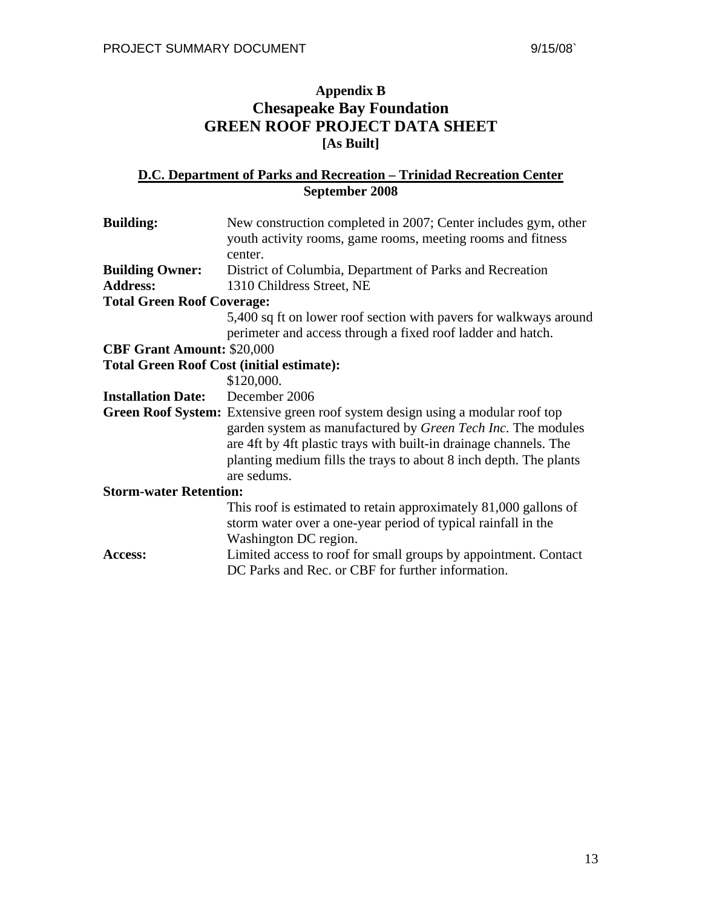# Appendix B
# Chesapeake Bay Foundation
# GREEN ROOF PROJECT DATA SHEET
## [As Built]

### D.C. Department of Parks and Recreation – Trinidad Recreation Center
### September 2008

**Building:** New construction completed in 2007; Center includes gym, other youth activity rooms, game rooms, meeting rooms and fitness center.

**Building Owner:** District of Columbia, Department of Parks and Recreation

**Address:** 1310 Childress Street, NE

**Total Green Roof Coverage:**
5,400 sq ft on lower roof section with pavers for walkways around perimeter and access through a fixed roof ladder and hatch.

**CBF Grant Amount:** $20,000

**Total Green Roof Cost (initial estimate):**
$120,000.

**Installation Date:** December 2006

**Green Roof System:** Extensive green roof system design using a modular roof top garden system as manufactured by *Green Tech Inc.* The modules are 4ft by 4ft plastic trays with built-in drainage channels. The planting medium fills the trays to about 8 inch depth. The plants are sedums.

**Storm-water Retention:**
This roof is estimated to retain approximately 81,000 gallons of storm water over a one-year period of typical rainfall in the Washington DC region.

**Access:** Limited access to roof for small groups by appointment. Contact DC Parks and Rec. or CBF for further information.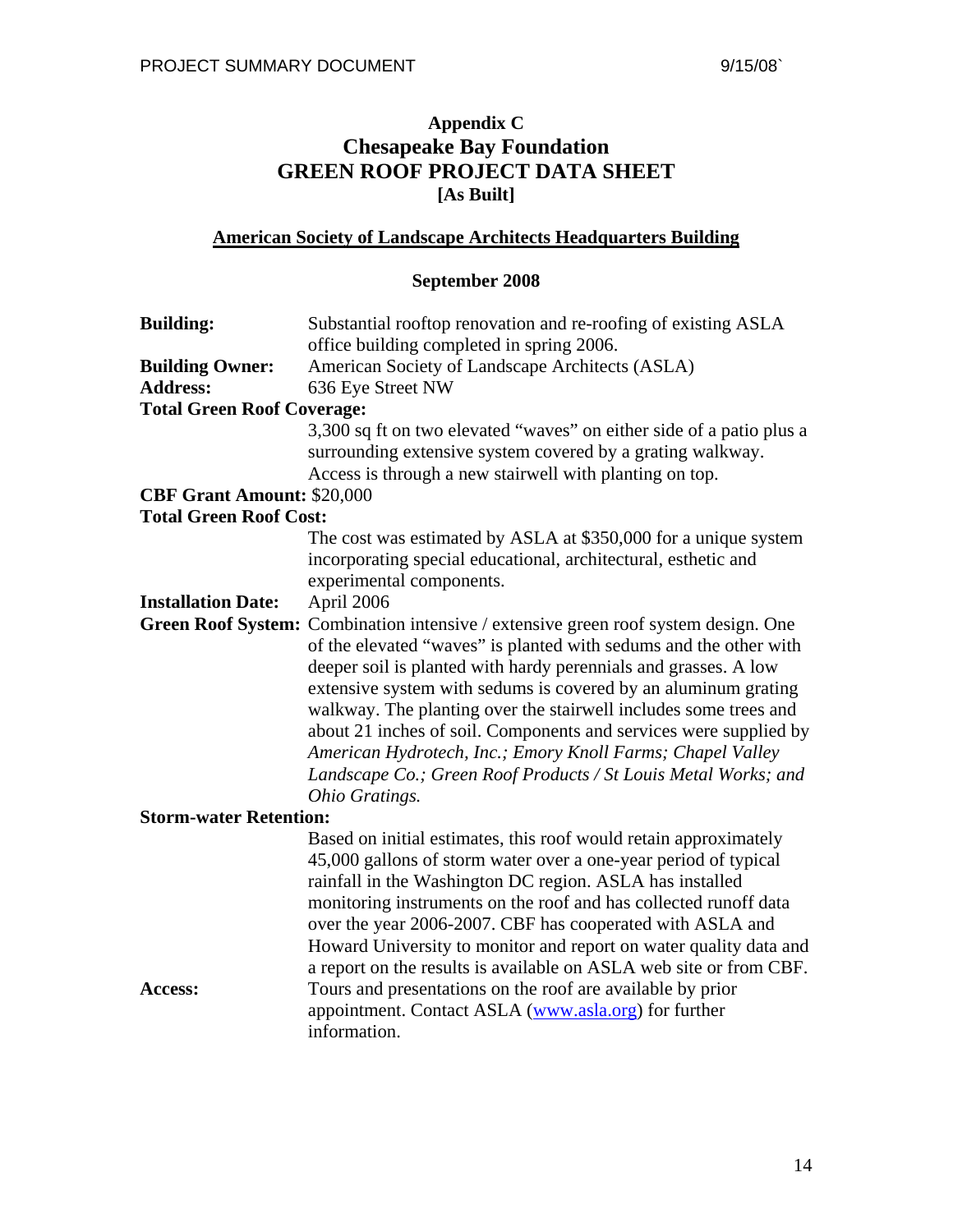# Appendix C
# Chesapeake Bay Foundation
# GREEN ROOF PROJECT DATA SHEET
**[As Built]**

## American Society of Landscape Architects Headquarters Building

**September 2008**

**Building:** Substantial rooftop renovation and re-roofing of existing ASLA office building completed in spring 2006.

**Building Owner:** American Society of Landscape Architects (ASLA)

**Address:** 636 Eye Street NW

**Total Green Roof Coverage:**
3,300 sq ft on two elevated "waves" on either side of a patio plus a surrounding extensive system covered by a grating walkway. Access is through a new stairwell with planting on top.

**CBF Grant Amount:** $20,000

**Total Green Roof Cost:**
The cost was estimated by ASLA at $350,000 for a unique system incorporating special educational, architectural, esthetic and experimental components.

**Installation Date:** April 2006

**Green Roof System:** Combination intensive / extensive green roof system design. One of the elevated "waves" is planted with sedums and the other with deeper soil is planted with hardy perennials and grasses. A low extensive system with sedums is covered by an aluminum grating walkway. The planting over the stairwell includes some trees and about 21 inches of soil. Components and services were supplied by *American Hydrotech, Inc.; Emory Knoll Farms; Chapel Valley Landscape Co.; Green Roof Products / St Louis Metal Works; and Ohio Gratings.*

**Storm-water Retention:**
Based on initial estimates, this roof would retain approximately 45,000 gallons of storm water over a one-year period of typical rainfall in the Washington DC region. ASLA has installed monitoring instruments on the roof and has collected runoff data over the year 2006-2007. CBF has cooperated with ASLA and Howard University to monitor and report on water quality data and a report on the results is available on ASLA web site or from CBF.

**Access:** Tours and presentations on the roof are available by prior appointment. Contact ASLA ([www.asla.org](http://www.asla.org)) for further information.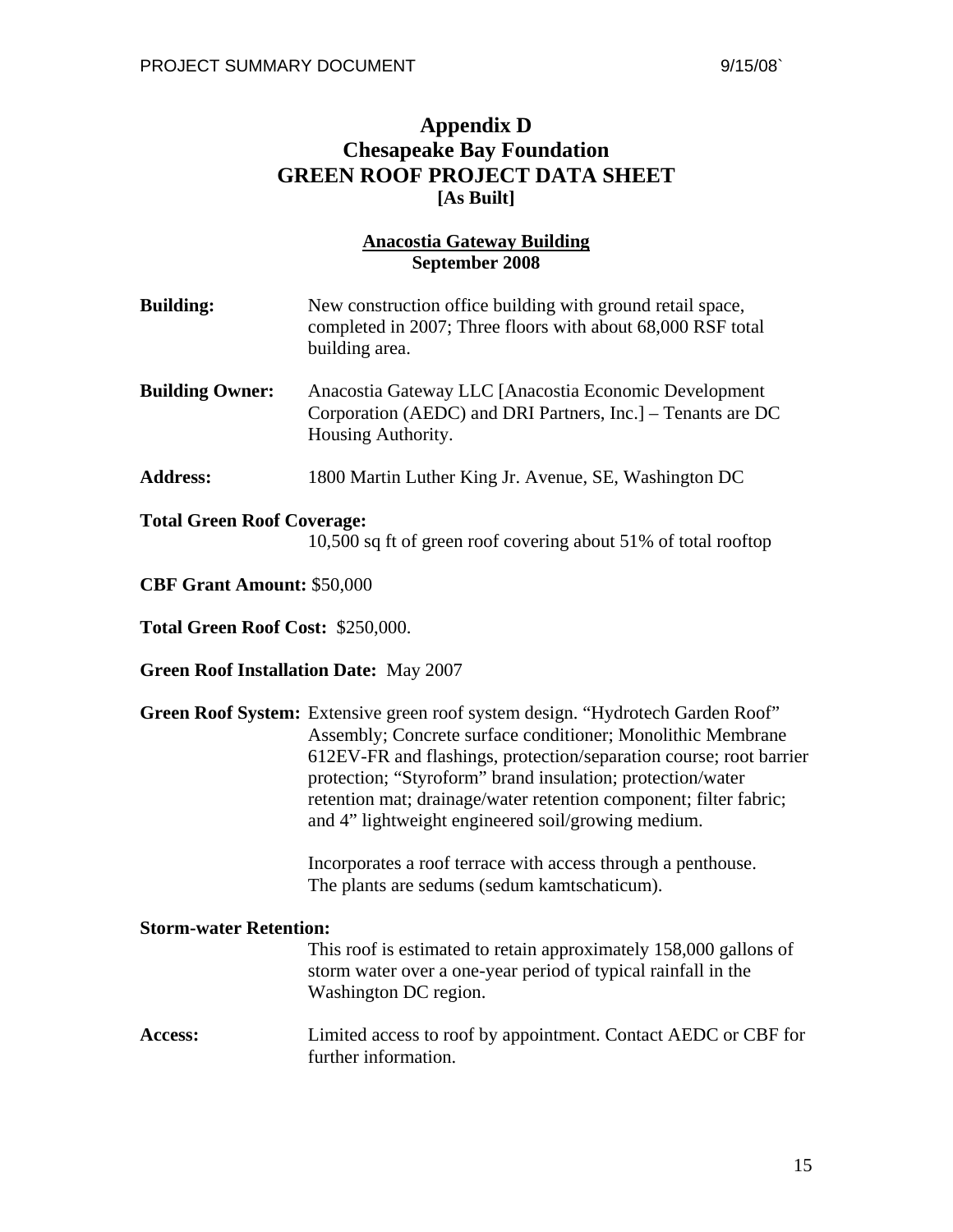# Appendix D
# Chesapeake Bay Foundation
# GREEN ROOF PROJECT DATA SHEET
**[As Built]**

**Anacostia Gateway Building**
**September 2008**

**Building:** New construction office building with ground retail space, completed in 2007; Three floors with about 68,000 RSF total building area.

**Building Owner:** Anacostia Gateway LLC [Anacostia Economic Development Corporation (AEDC) and DRI Partners, Inc.] – Tenants are DC Housing Authority.

**Address:** 1800 Martin Luther King Jr. Avenue, SE, Washington DC

**Total Green Roof Coverage:**
10,500 sq ft of green roof covering about 51% of total rooftop

**CBF Grant Amount:** $50,000

**Total Green Roof Cost:** $250,000.

**Green Roof Installation Date:** May 2007

**Green Roof System:** Extensive green roof system design. "Hydrotech Garden Roof" Assembly; Concrete surface conditioner; Monolithic Membrane 612EV-FR and flashings, protection/separation course; root barrier protection; "Styroform" brand insulation; protection/water retention mat; drainage/water retention component; filter fabric; and 4" lightweight engineered soil/growing medium.

Incorporates a roof terrace with access through a penthouse. The plants are sedums (sedum kamtschaticum).

**Storm-water Retention:**
This roof is estimated to retain approximately 158,000 gallons of storm water over a one-year period of typical rainfall in the Washington DC region.

**Access:** Limited access to roof by appointment. Contact AEDC or CBF for further information.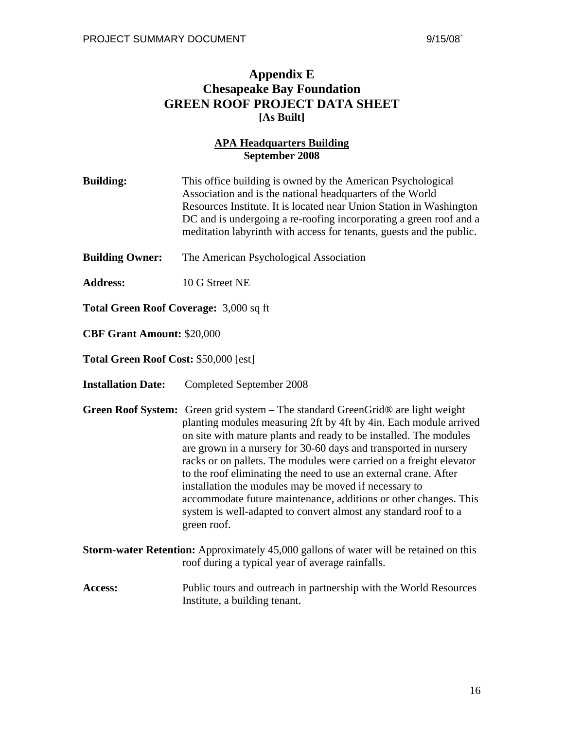# Appendix E
# Chesapeake Bay Foundation
# GREEN ROOF PROJECT DATA SHEET
**[As Built]**

**APA Headquarters Building**
**September 2008**

**Building:** This office building is owned by the American Psychological Association and is the national headquarters of the World Resources Institute. It is located near Union Station in Washington DC and is undergoing a re-roofing incorporating a green roof and a meditation labyrinth with access for tenants, guests and the public.

**Building Owner:** The American Psychological Association

**Address:** 10 G Street NE

**Total Green Roof Coverage:** 3,000 sq ft

**CBF Grant Amount:** $20,000

**Total Green Roof Cost:** $50,000 [est]

**Installation Date:** Completed September 2008

**Green Roof System:** Green grid system – The standard GreenGrid® are light weight planting modules measuring 2ft by 4ft by 4in. Each module arrived on site with mature plants and ready to be installed. The modules are grown in a nursery for 30-60 days and transported in nursery racks or on pallets. The modules were carried on a freight elevator to the roof eliminating the need to use an external crane. After installation the modules may be moved if necessary to accommodate future maintenance, additions or other changes. This system is well-adapted to convert almost any standard roof to a green roof.

**Storm-water Retention:** Approximately 45,000 gallons of water will be retained on this roof during a typical year of average rainfalls.

**Access:** Public tours and outreach in partnership with the World Resources Institute, a building tenant.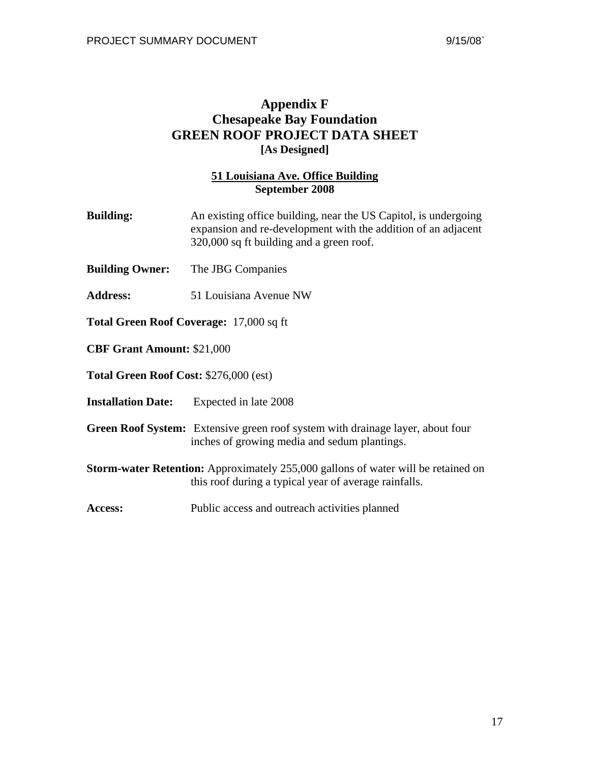# Appendix F
# Chesapeake Bay Foundation
# GREEN ROOF PROJECT DATA SHEET
**[As Designed]**

**<u>51 Louisiana Ave. Office Building</u>**
**September 2008**

**Building:** An existing office building, near the US Capitol, is undergoing expansion and re-development with the addition of an adjacent 320,000 sq ft building and a green roof.

**Building Owner:** The JBG Companies

**Address:** 51 Louisiana Avenue NW

**Total Green Roof Coverage:** 17,000 sq ft

**CBF Grant Amount:** $21,000

**Total Green Roof Cost:** $276,000 (est)

**Installation Date:** Expected in late 2008

**Green Roof System:** Extensive green roof system with drainage layer, about four inches of growing media and sedum plantings.

**Storm-water Retention:** Approximately 255,000 gallons of water will be retained on this roof during a typical year of average rainfalls.

**Access:** Public access and outreach activities planned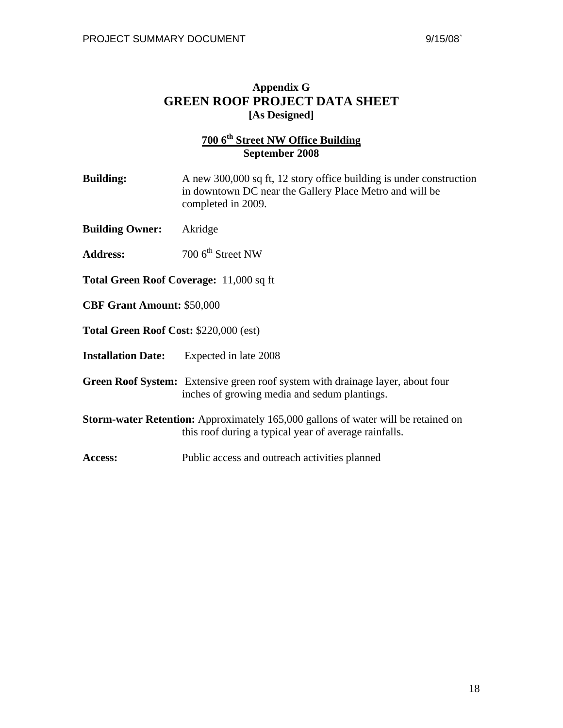## Appendix G
# GREEN ROOF PROJECT DATA SHEET
**[As Designed]**

**700 6th Street NW Office Building**
**September 2008**

**Building:** A new 300,000 sq ft, 12 story office building is under construction in downtown DC near the Gallery Place Metro and will be completed in 2009.

**Building Owner:** Akridge

**Address:** 700 6th Street NW

**Total Green Roof Coverage:** 11,000 sq ft

**CBF Grant Amount:** $50,000

**Total Green Roof Cost:** $220,000 (est)

**Installation Date:** Expected in late 2008

**Green Roof System:** Extensive green roof system with drainage layer, about four inches of growing media and sedum plantings.

**Storm-water Retention:** Approximately 165,000 gallons of water will be retained on this roof during a typical year of average rainfalls.

**Access:** Public access and outreach activities planned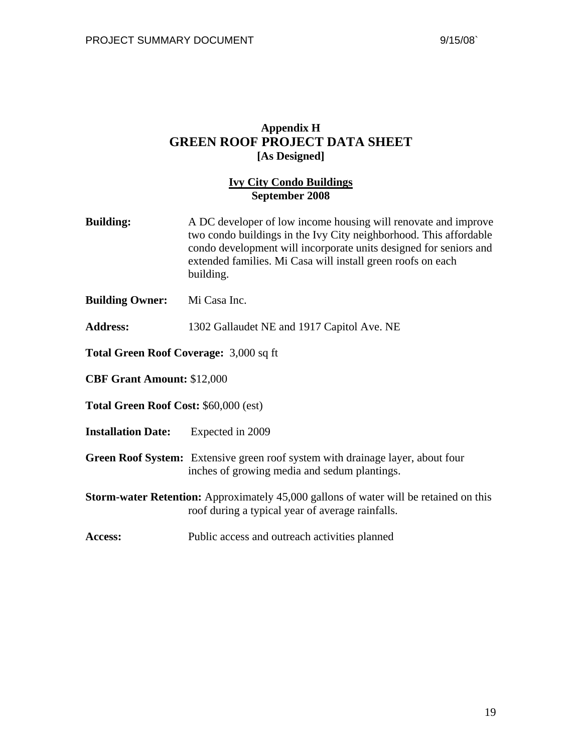## Appendix H

# GREEN ROOF PROJECT DATA SHEET

**[As Designed]**

**Ivy City Condo Buildings**
**September 2008**

**Building:** A DC developer of low income housing will renovate and improve two condo buildings in the Ivy City neighborhood. This affordable condo development will incorporate units designed for seniors and extended families. Mi Casa will install green roofs on each building.

**Building Owner:** Mi Casa Inc.

**Address:** 1302 Gallaudet NE and 1917 Capitol Ave. NE

**Total Green Roof Coverage:** 3,000 sq ft

**CBF Grant Amount:** $12,000

**Total Green Roof Cost:** $60,000 (est)

**Installation Date:** Expected in 2009

**Green Roof System:** Extensive green roof system with drainage layer, about four inches of growing media and sedum plantings.

**Storm-water Retention:** Approximately 45,000 gallons of water will be retained on this roof during a typical year of average rainfalls.

**Access:** Public access and outreach activities planned